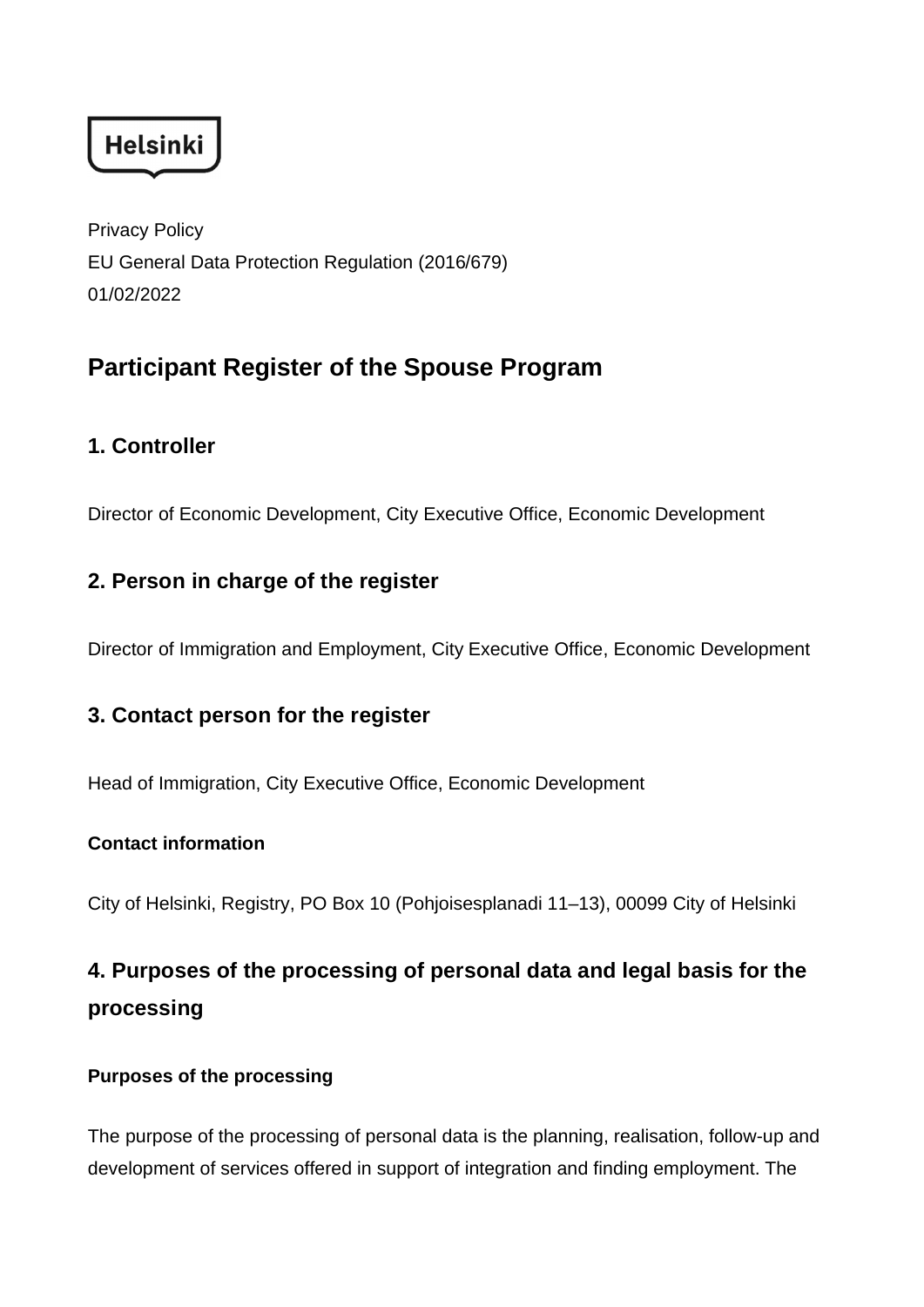Helsinki

Privacy Policy
EU General Data Protection Regulation (2016/679)
01/02/2022

# Participant Register of the Spouse Program

## 1. Controller

Director of Economic Development, City Executive Office, Economic Development

## 2. Person in charge of the register

Director of Immigration and Employment, City Executive Office, Economic Development

## 3. Contact person for the register

Head of Immigration, City Executive Office, Economic Development

### Contact information

City of Helsinki, Registry, PO Box 10 (Pohjoisesplanadi 11–13), 00099 City of Helsinki

## 4. Purposes of the processing of personal data and legal basis for the processing

### Purposes of the processing

The purpose of the processing of personal data is the planning, realisation, follow-up and development of services offered in support of integration and finding employment. The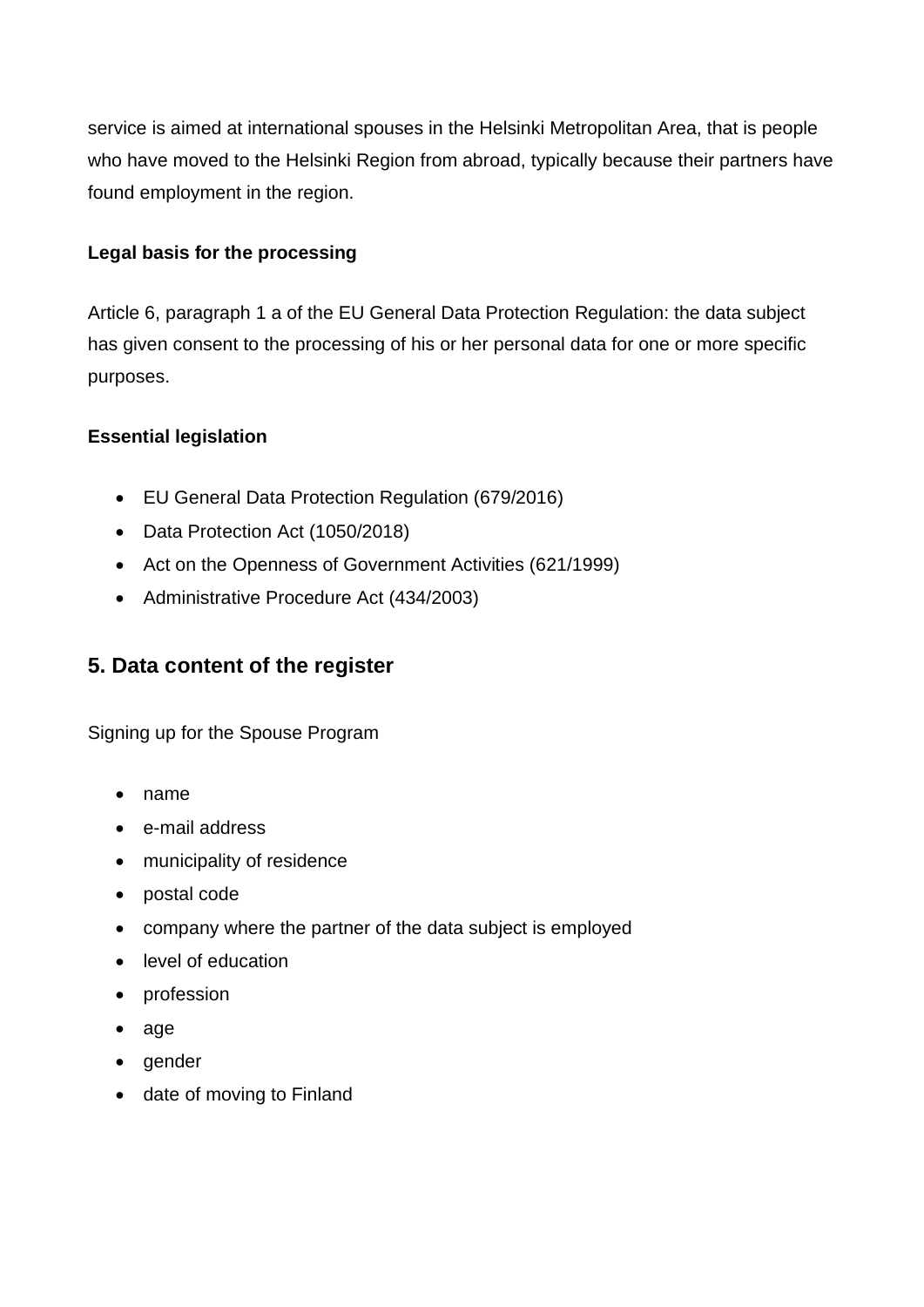service is aimed at international spouses in the Helsinki Metropolitan Area, that is people who have moved to the Helsinki Region from abroad, typically because their partners have found employment in the region.

**Legal basis for the processing**

Article 6, paragraph 1 a of the EU General Data Protection Regulation: the data subject has given consent to the processing of his or her personal data for one or more specific purposes.

**Essential legislation**

- EU General Data Protection Regulation (679/2016)
- Data Protection Act (1050/2018)
- Act on the Openness of Government Activities (621/1999)
- Administrative Procedure Act (434/2003)

## 5. Data content of the register

Signing up for the Spouse Program

- name
- e-mail address
- municipality of residence
- postal code
- company where the partner of the data subject is employed
- level of education
- profession
- age
- gender
- date of moving to Finland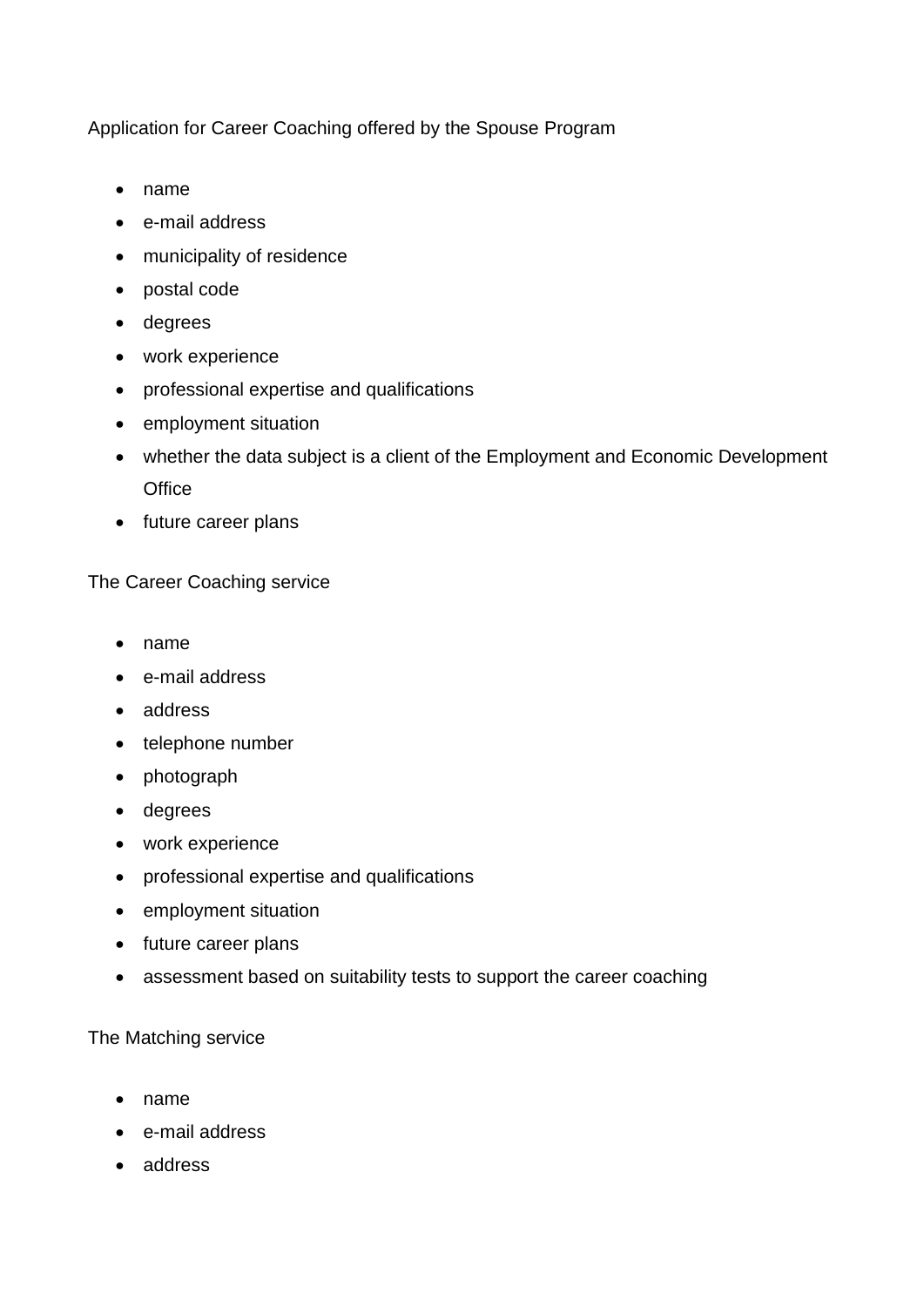Application for Career Coaching offered by the Spouse Program

- name
- e-mail address
- municipality of residence
- postal code
- degrees
- work experience
- professional expertise and qualifications
- employment situation
- whether the data subject is a client of the Employment and Economic Development Office
- future career plans

The Career Coaching service

- name
- e-mail address
- address
- telephone number
- photograph
- degrees
- work experience
- professional expertise and qualifications
- employment situation
- future career plans
- assessment based on suitability tests to support the career coaching

The Matching service

- name
- e-mail address
- address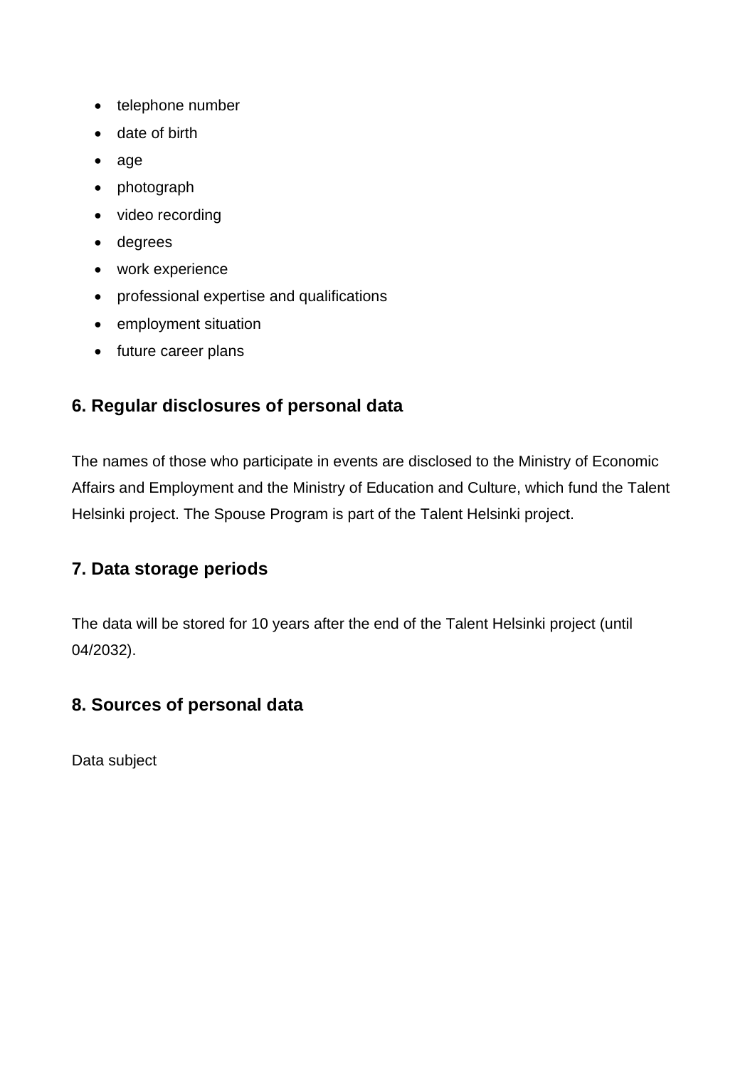- telephone number
- date of birth
- age
- photograph
- video recording
- degrees
- work experience
- professional expertise and qualifications
- employment situation
- future career plans

## 6. Regular disclosures of personal data

The names of those who participate in events are disclosed to the Ministry of Economic Affairs and Employment and the Ministry of Education and Culture, which fund the Talent Helsinki project. The Spouse Program is part of the Talent Helsinki project.

## 7. Data storage periods

The data will be stored for 10 years after the end of the Talent Helsinki project (until 04/2032).

## 8. Sources of personal data

Data subject